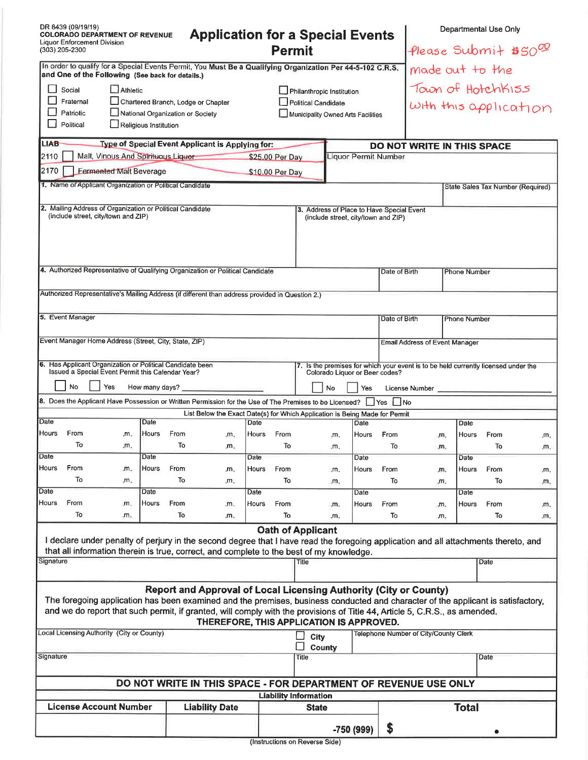DR 8439 (09/19/19)
**COLORADO DEPARTMENT OF REVENUE**
Liquor Enforcement Division
(303) 205-2300

# Application for a Special Events Permit

Departmental Use Only

Please Submit $50.00 made out to the Town of Hotchkiss with this application

In order to qualify for a Special Events Permit, You Must Be a Qualifying Organization Per 44-5-102 C.R.S. and One of the Following (See back for details.)

- ☐ Social
- ☐ Fraternal
- ☐ Patriotic
- ☐ Political
- ☐ Athletic
- ☐ Chartered Branch, Lodge or Chapter
- ☐ National Organization or Society
- ☐ Religious Institution
- ☐ Philanthropic Institution
- ☐ Political Candidate
- ☐ Municipality Owned Arts Facilities

| LIAB | Type of Special Event Applicant is Applying for: | | DO NOT WRITE IN THIS SPACE |
|---|---|---|---|
| 2110 | ☐ ~~Malt, Vinous And Spirituous Liquor~~ | $25.00 Per Day | Liquor Permit Number |
| 2170 | ☐ ~~Fermented Malt Beverage~~ | $10.00 Per Day | |

1. Name of Applicant Organization or Political Candidate | State Sales Tax Number (Required)

2. Mailing Address of Organization or Political Candidate (include street, city/town and ZIP)

3. Address of Place to Have Special Event (include street, city/town and ZIP)

4. Authorized Representative of Qualifying Organization or Political Candidate | Date of Birth | Phone Number

Authorized Representative's Mailing Address (if different than address provided in Question 2.)

5. Event Manager | Date of Birth | Phone Number

Event Manager Home Address (Street, City, State, ZIP) | Email Address of Event Manager

6. Has Applicant Organization or Political Candidate been Issued a Special Event Permit this Calendar Year?
☐ No ☐ Yes How many days? ____________

7. Is the premises for which your event is to be held currently licensed under the Colorado Liquor or Beer codes?
☐ No ☐ Yes License Number ____________

8. Does the Applicant Have Possession or Written Permission for the Use of The Premises to be Licensed? ☐ Yes ☐ No

List Below the Exact Date(s) for Which Application is Being Made for Permit

| Date | Date | Date | Date | Date |
|---|---|---|---|---|
| Hours From .m. To .m. | Hours From .m. To .m. | Hours From .m. To .m. | Hours From .m. To .m. | Hours From .m. To .m. |
| Date | Date | Date | Date | Date |
| Hours From .m. To .m. | Hours From .m. To .m. | Hours From .m. To .m. | Hours From .m. To .m. | Hours From .m. To .m. |
| Date | Date | Date | Date | Date |
| Hours From .m. To .m. | Hours From .m. To .m. | Hours From .m. To .m. | Hours From .m. To .m. | Hours From .m. To .m. |

## Oath of Applicant

I declare under penalty of perjury in the second degree that I have read the foregoing application and all attachments thereto, and that all information therein is true, correct, and complete to the best of my knowledge.

| Signature | Title | Date |
|---|---|---|
| | | |

## Report and Approval of Local Licensing Authority (City or County)

The foregoing application has been examined and the premises, business conducted and character of the applicant is satisfactory, and we do report that such permit, if granted, will comply with the provisions of Title 44, Article 5, C.R.S., as amended.

**THEREFORE, THIS APPLICATION IS APPROVED.**

| Local Licensing Authority (City or County) | ☐ City ☐ County | Telephone Number of City/County Clerk |
|---|---|---|
| **Signature** | **Title** | **Date** |
| | | |

## DO NOT WRITE IN THIS SPACE - FOR DEPARTMENT OF REVENUE USE ONLY

| | | Liability Information | |
|---|---|---|---|
| **License Account Number** | **Liability Date** | **State** | **Total** |
| | | -750 (999) | $ . |

(Instructions on Reverse Side)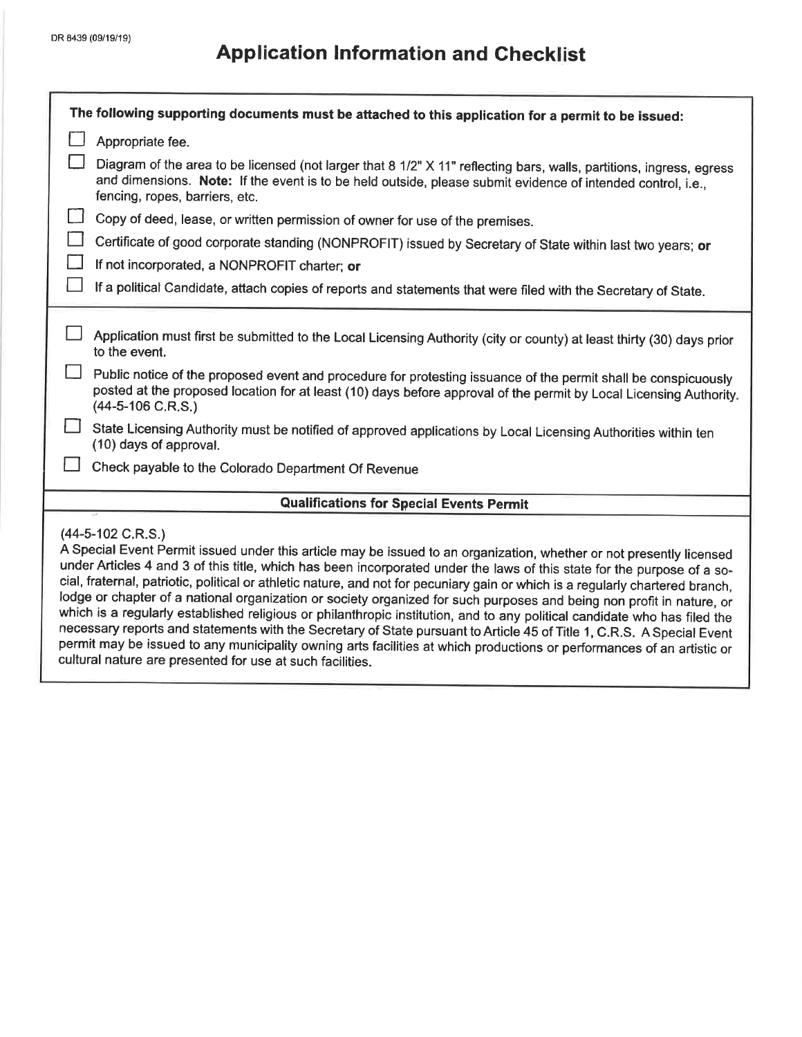DR 8439 (09/19/19)

# Application Information and Checklist

**The following supporting documents must be attached to this application for a permit to be issued:**

- ☐ Appropriate fee.
- ☐ Diagram of the area to be licensed (not larger that 8 1/2" X 11" reflecting bars, walls, partitions, ingress, egress and dimensions. **Note:** If the event is to be held outside, please submit evidence of intended control, i.e., fencing, ropes, barriers, etc.
- ☐ Copy of deed, lease, or written permission of owner for use of the premises.
- ☐ Certificate of good corporate standing (NONPROFIT) issued by Secretary of State within last two years; **or**
- ☐ If not incorporated, a NONPROFIT charter; **or**
- ☐ If a political Candidate, attach copies of reports and statements that were filed with the Secretary of State.

---

- ☐ Application must first be submitted to the Local Licensing Authority (city or county) at least thirty (30) days prior to the event.
- ☐ Public notice of the proposed event and procedure for protesting issuance of the permit shall be conspicuously posted at the proposed location for at least (10) days before approval of the permit by Local Licensing Authority. (44-5-106 C.R.S.)
- ☐ State Licensing Authority must be notified of approved applications by Local Licensing Authorities within ten (10) days of approval.
- ☐ Check payable to the Colorado Department Of Revenue

## Qualifications for Special Events Permit

(44-5-102 C.R.S.)

A Special Event Permit issued under this article may be issued to an organization, whether or not presently licensed under Articles 4 and 3 of this title, which has been incorporated under the laws of this state for the purpose of a social, fraternal, patriotic, political or athletic nature, and not for pecuniary gain or which is a regularly chartered branch, lodge or chapter of a national organization or society organized for such purposes and being non profit in nature, or which is a regularly established religious or philanthropic institution, and to any political candidate who has filed the necessary reports and statements with the Secretary of State pursuant to Article 45 of Title 1, C.R.S. A Special Event permit may be issued to any municipality owning arts facilities at which productions or performances of an artistic or cultural nature are presented for use at such facilities.